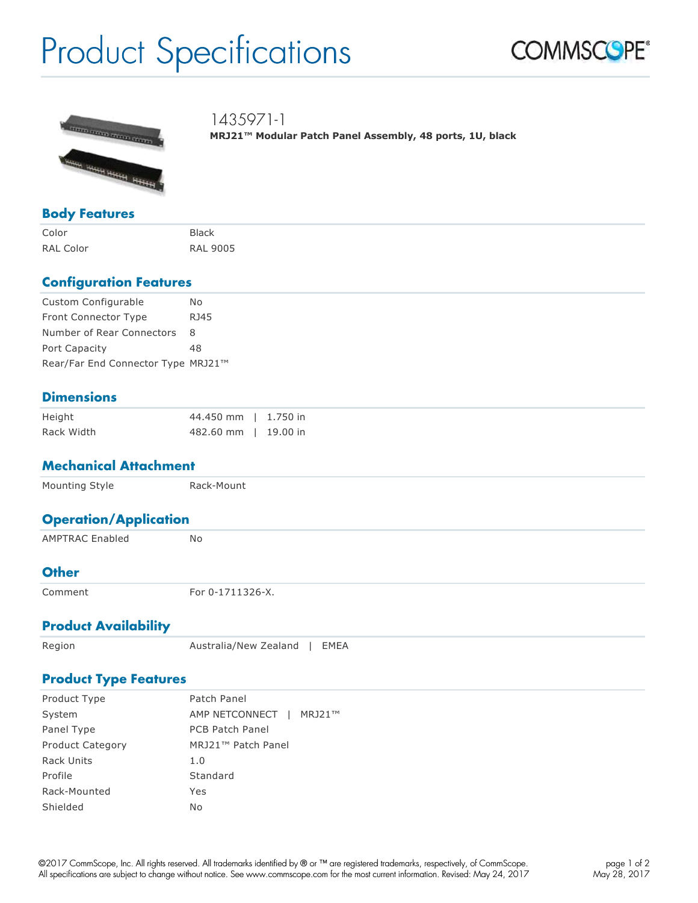# Product Specifications

COMMSCOPE®

## 1435971-1

**MRJ21™ Modular Patch Panel Assembly, 48 ports, 1U, black**

### Body Features

| | |
|---|---|
| Color | Black |
| RAL Color | RAL 9005 |

### Configuration Features

| | |
|---|---|
| Custom Configurable | No |
| Front Connector Type | RJ45 |
| Number of Rear Connectors | 8 |
| Port Capacity | 48 |
| Rear/Far End Connector Type | MRJ21™ |

### Dimensions

| | |
|---|---|
| Height | 44.450 mm \| 1.750 in |
| Rack Width | 482.60 mm \| 19.00 in |

### Mechanical Attachment

| | |
|---|---|
| Mounting Style | Rack-Mount |

### Operation/Application

| | |
|---|---|
| AMPTRAC Enabled | No |

### Other

| | |
|---|---|
| Comment | For 0-1711326-X. |

### Product Availability

| | |
|---|---|
| Region | Australia/New Zealand \| EMEA |

### Product Type Features

| | |
|---|---|
| Product Type | Patch Panel |
| System | AMP NETCONNECT \| MRJ21™ |
| Panel Type | PCB Patch Panel |
| Product Category | MRJ21™ Patch Panel |
| Rack Units | 1.0 |
| Profile | Standard |
| Rack-Mounted | Yes |
| Shielded | No |

©2017 CommScope, Inc. All rights reserved. All trademarks identified by ® or ™ are registered trademarks, respectively, of CommScope. All specifications are subject to change without notice. See www.commscope.com for the most current information. Revised: May 24, 2017

May 28, 2017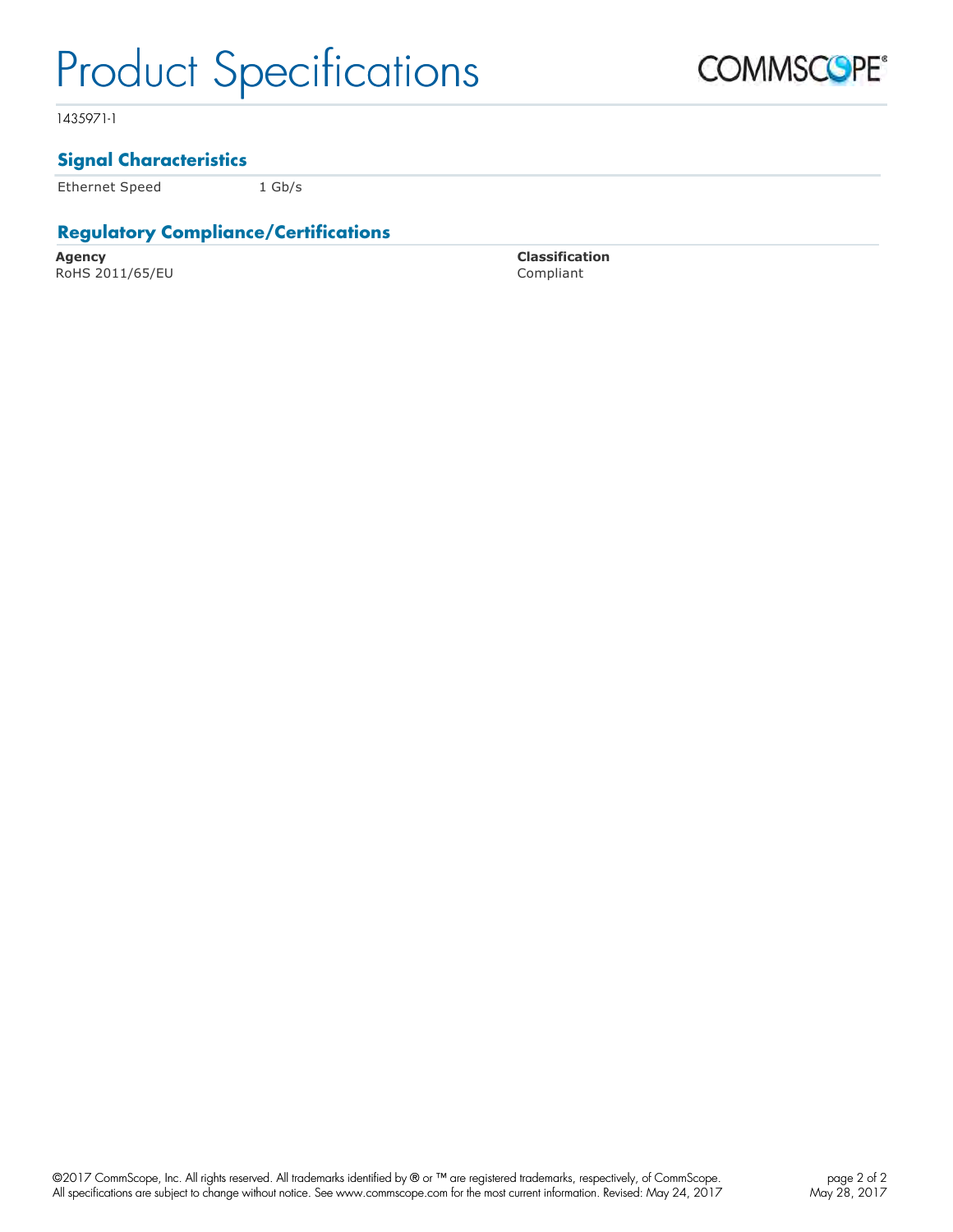# Product Specifications

1435971-1

## Signal Characteristics

| | |
|---|---|
| Ethernet Speed | 1 Gb/s |

## Regulatory Compliance/Certifications

| Agency | Classification |
|---|---|
| RoHS 2011/65/EU | Compliant |

©2017 CommScope, Inc. All rights reserved. All trademarks identified by ® or ™ are registered trademarks, respectively, of CommScope. All specifications are subject to change without notice. See www.commscope.com for the most current information. Revised: May 24, 2017

May 28, 2017